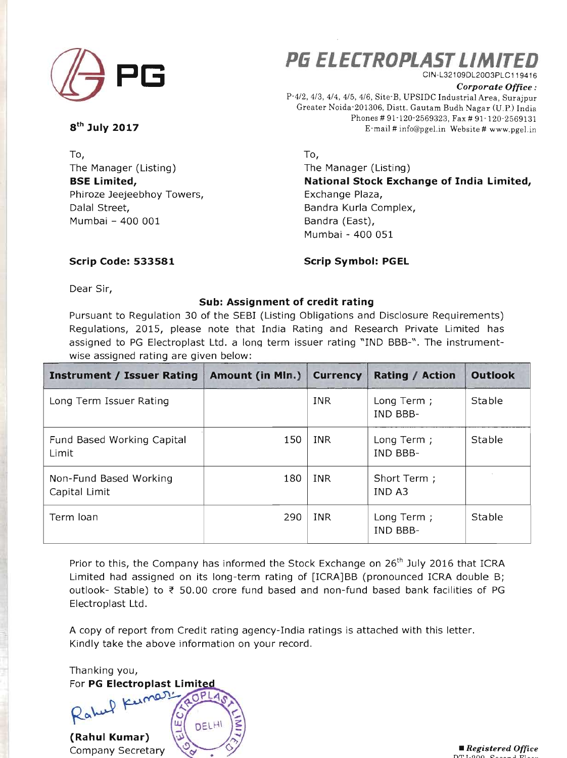PG

# PG ELECTROPLAST LIMITED

CIN-L32109DL2003PLC119416

*Corporate Office :*
P-4/2, 4/3, 4/4, 4/5, 4/6, Site-B, UPSIDC Industrial Area, Surajpur
Greater Noida-201306, Distt. Gautam Budh Nagar (U.P.) India
Phones # 91-120-2569323, Fax # 91-120-2569131
E-mail # info@pgel.in Website # www.pgel.in

**8th July 2017**

To,
The Manager (Listing)
**BSE Limited,**
Phiroze Jeejeebhoy Towers,
Dalal Street,
Mumbai – 400 001

To,
The Manager (Listing)
**National Stock Exchange of India Limited,**
Exchange Plaza,
Bandra Kurla Complex,
Bandra (East),
Mumbai - 400 051

**Scrip Code: 533581**

**Scrip Symbol: PGEL**

Dear Sir,

**Sub: Assignment of credit rating**

Pursuant to Regulation 30 of the SEBI (Listing Obligations and Disclosure Requirements) Regulations, 2015, please note that India Rating and Research Private Limited has assigned to PG Electroplast Ltd. a long term issuer rating "IND BBB-". The instrument-wise assigned rating are given below:

| Instrument / Issuer Rating | Amount (in Mln.) | Currency | Rating / Action | Outlook |
|---|---|---|---|---|
| Long Term Issuer Rating | | INR | Long Term ; IND BBB- | Stable |
| Fund Based Working Capital Limit | 150 | INR | Long Term ; IND BBB- | Stable |
| Non-Fund Based Working Capital Limit | 180 | INR | Short Term ; IND A3 | |
| Term loan | 290 | INR | Long Term ; IND BBB- | Stable |

Prior to this, the Company has informed the Stock Exchange on 26th July 2016 that ICRA Limited had assigned on its long-term rating of [ICRA]BB (pronounced ICRA double B; outlook- Stable) to ₹ 50.00 crore fund based and non-fund based bank facilities of PG Electroplast Ltd.

A copy of report from Credit rating agency-India ratings is attached with this letter.
Kindly take the above information on your record.

Thanking you,
For **PG Electroplast Limited**

Rahul Kumar

**(Rahul Kumar)**
Company Secretary

■ *Registered Office*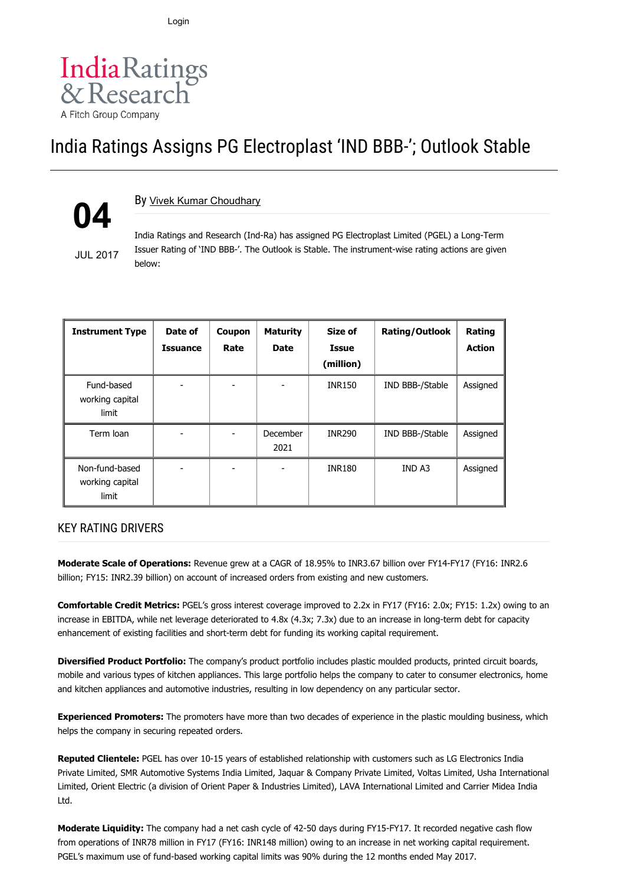# India Ratings Assigns PG Electroplast 'IND BBB-'; Outlook Stable

**04**
JUL 2017

By Vivek Kumar Choudhary

India Ratings and Research (Ind-Ra) has assigned PG Electroplast Limited (PGEL) a Long-Term Issuer Rating of 'IND BBB-'. The Outlook is Stable. The instrument-wise rating actions are given below:

| Instrument Type | Date of Issuance | Coupon Rate | Maturity Date | Size of Issue (million) | Rating/Outlook | Rating Action |
|---|---|---|---|---|---|---|
| Fund-based working capital limit | - | - | - | INR150 | IND BBB-/Stable | Assigned |
| Term loan | - | - | December 2021 | INR290 | IND BBB-/Stable | Assigned |
| Non-fund-based working capital limit | - | - | - | INR180 | IND A3 | Assigned |

## KEY RATING DRIVERS

**Moderate Scale of Operations:** Revenue grew at a CAGR of 18.95% to INR3.67 billion over FY14-FY17 (FY16: INR2.6 billion; FY15: INR2.39 billion) on account of increased orders from existing and new customers.

**Comfortable Credit Metrics:** PGEL's gross interest coverage improved to 2.2x in FY17 (FY16: 2.0x; FY15: 1.2x) owing to an increase in EBITDA, while net leverage deteriorated to 4.8x (4.3x; 7.3x) due to an increase in long-term debt for capacity enhancement of existing facilities and short-term debt for funding its working capital requirement.

**Diversified Product Portfolio:** The company's product portfolio includes plastic moulded products, printed circuit boards, mobile and various types of kitchen appliances. This large portfolio helps the company to cater to consumer electronics, home and kitchen appliances and automotive industries, resulting in low dependency on any particular sector.

**Experienced Promoters:** The promoters have more than two decades of experience in the plastic moulding business, which helps the company in securing repeated orders.

**Reputed Clientele:** PGEL has over 10-15 years of established relationship with customers such as LG Electronics India Private Limited, SMR Automotive Systems India Limited, Jaquar & Company Private Limited, Voltas Limited, Usha International Limited, Orient Electric (a division of Orient Paper & Industries Limited), LAVA International Limited and Carrier Midea India Ltd.

**Moderate Liquidity:** The company had a net cash cycle of 42-50 days during FY15-FY17. It recorded negative cash flow from operations of INR78 million in FY17 (FY16: INR148 million) owing to an increase in net working capital requirement. PGEL's maximum use of fund-based working capital limits was 90% during the 12 months ended May 2017.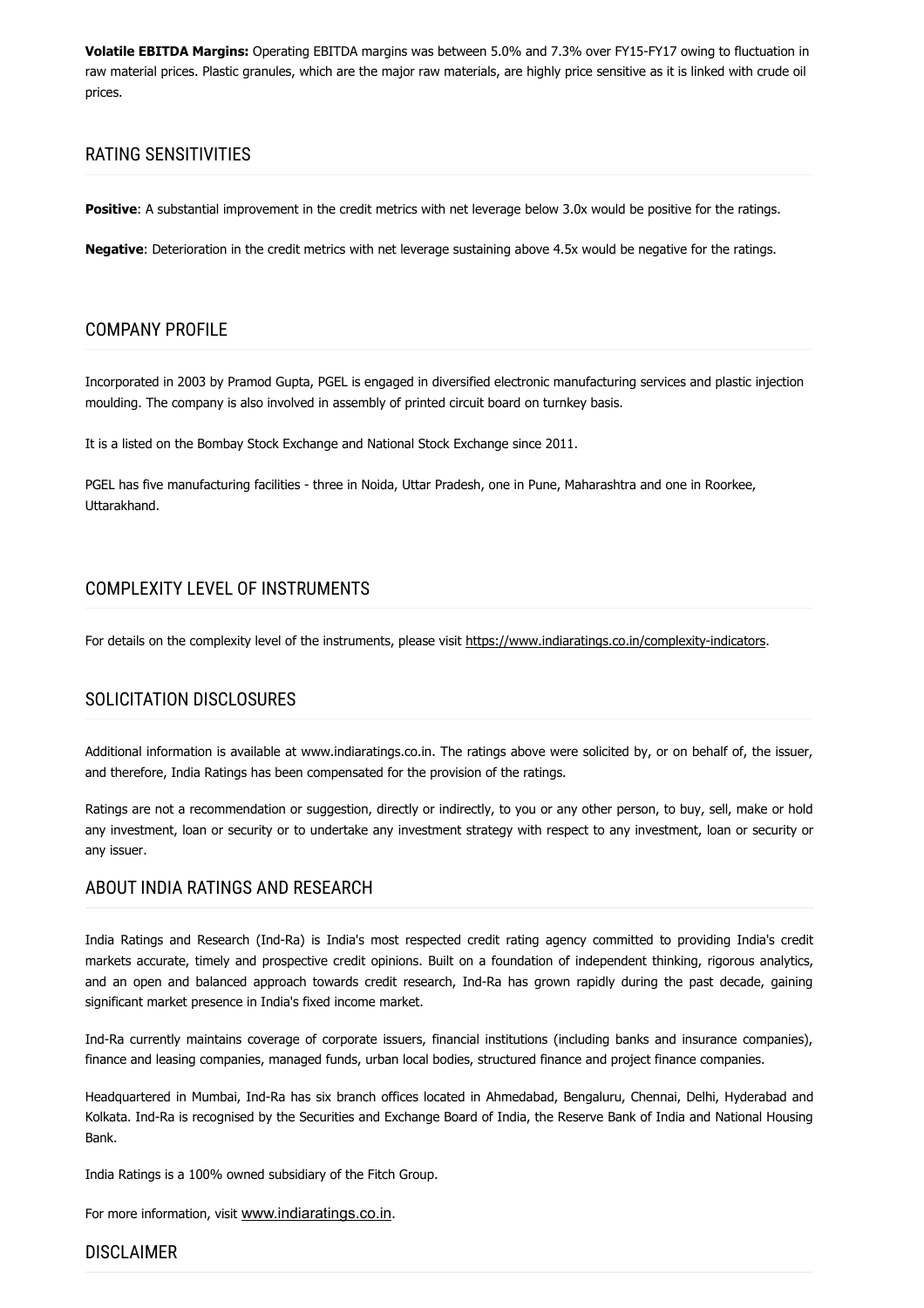**Volatile EBITDA Margins:** Operating EBITDA margins was between 5.0% and 7.3% over FY15-FY17 owing to fluctuation in raw material prices. Plastic granules, which are the major raw materials, are highly price sensitive as it is linked with crude oil prices.

## RATING SENSITIVITIES

**Positive**: A substantial improvement in the credit metrics with net leverage below 3.0x would be positive for the ratings.

**Negative**: Deterioration in the credit metrics with net leverage sustaining above 4.5x would be negative for the ratings.

## COMPANY PROFILE

Incorporated in 2003 by Pramod Gupta, PGEL is engaged in diversified electronic manufacturing services and plastic injection moulding. The company is also involved in assembly of printed circuit board on turnkey basis.

It is a listed on the Bombay Stock Exchange and National Stock Exchange since 2011.

PGEL has five manufacturing facilities - three in Noida, Uttar Pradesh, one in Pune, Maharashtra and one in Roorkee, Uttarakhand.

## COMPLEXITY LEVEL OF INSTRUMENTS

For details on the complexity level of the instruments, please visit https://www.indiaratings.co.in/complexity-indicators.

## SOLICITATION DISCLOSURES

Additional information is available at www.indiaratings.co.in. The ratings above were solicited by, or on behalf of, the issuer, and therefore, India Ratings has been compensated for the provision of the ratings.

Ratings are not a recommendation or suggestion, directly or indirectly, to you or any other person, to buy, sell, make or hold any investment, loan or security or to undertake any investment strategy with respect to any investment, loan or security or any issuer.

## ABOUT INDIA RATINGS AND RESEARCH

India Ratings and Research (Ind-Ra) is India's most respected credit rating agency committed to providing India's credit markets accurate, timely and prospective credit opinions. Built on a foundation of independent thinking, rigorous analytics, and an open and balanced approach towards credit research, Ind-Ra has grown rapidly during the past decade, gaining significant market presence in India's fixed income market.

Ind-Ra currently maintains coverage of corporate issuers, financial institutions (including banks and insurance companies), finance and leasing companies, managed funds, urban local bodies, structured finance and project finance companies.

Headquartered in Mumbai, Ind-Ra has six branch offices located in Ahmedabad, Bengaluru, Chennai, Delhi, Hyderabad and Kolkata. Ind-Ra is recognised by the Securities and Exchange Board of India, the Reserve Bank of India and National Housing Bank.

India Ratings is a 100% owned subsidiary of the Fitch Group.

For more information, visit www.indiaratings.co.in.

## DISCLAIMER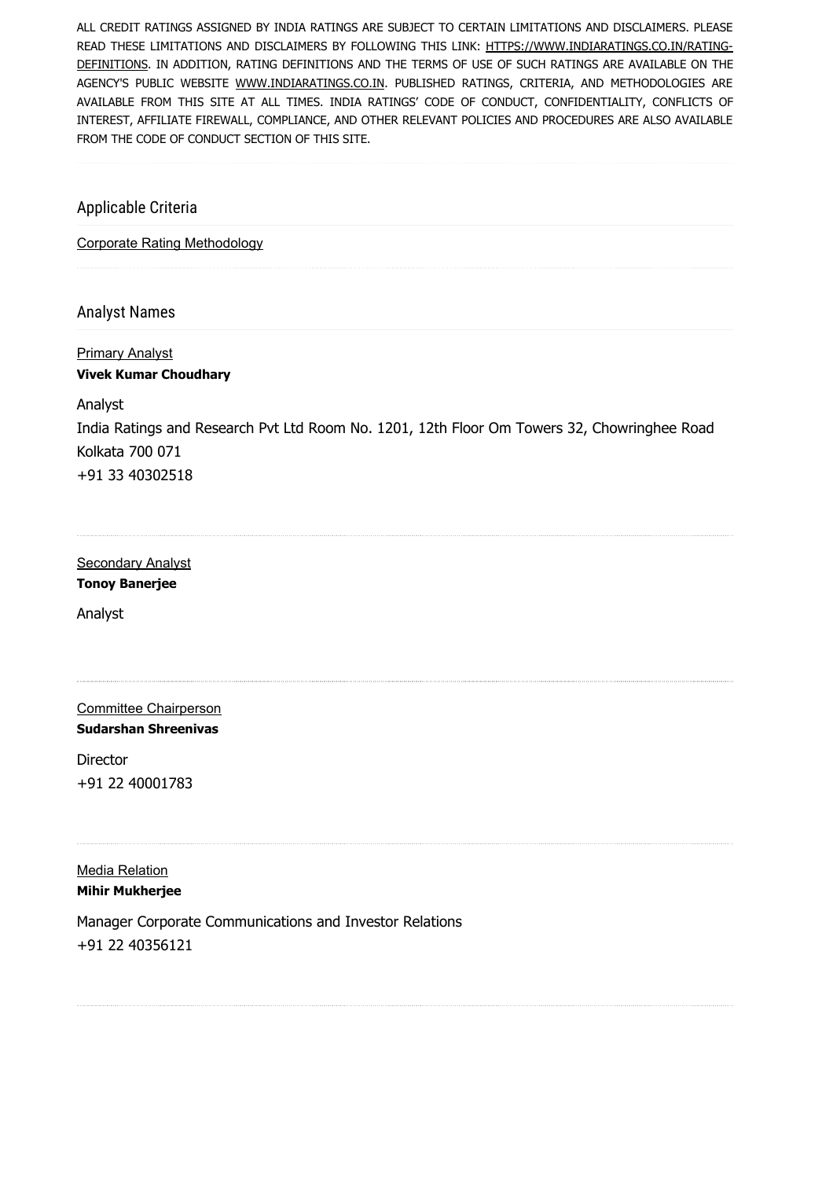ALL CREDIT RATINGS ASSIGNED BY INDIA RATINGS ARE SUBJECT TO CERTAIN LIMITATIONS AND DISCLAIMERS. PLEASE READ THESE LIMITATIONS AND DISCLAIMERS BY FOLLOWING THIS LINK: HTTPS://WWW.INDIARATINGS.CO.IN/RATING-DEFINITIONS. IN ADDITION, RATING DEFINITIONS AND THE TERMS OF USE OF SUCH RATINGS ARE AVAILABLE ON THE AGENCY'S PUBLIC WEBSITE WWW.INDIARATINGS.CO.IN. PUBLISHED RATINGS, CRITERIA, AND METHODOLOGIES ARE AVAILABLE FROM THIS SITE AT ALL TIMES. INDIA RATINGS' CODE OF CONDUCT, CONFIDENTIALITY, CONFLICTS OF INTEREST, AFFILIATE FIREWALL, COMPLIANCE, AND OTHER RELEVANT POLICIES AND PROCEDURES ARE ALSO AVAILABLE FROM THE CODE OF CONDUCT SECTION OF THIS SITE.

## Applicable Criteria

Corporate Rating Methodology

## Analyst Names

Primary Analyst
**Vivek Kumar Choudhary**

Analyst
India Ratings and Research Pvt Ltd Room No. 1201, 12th Floor Om Towers 32, Chowringhee Road Kolkata 700 071
+91 33 40302518

Secondary Analyst
**Tonoy Banerjee**

Analyst

Committee Chairperson
**Sudarshan Shreenivas**

Director
+91 22 40001783

Media Relation
**Mihir Mukherjee**

Manager Corporate Communications and Investor Relations
+91 22 40356121